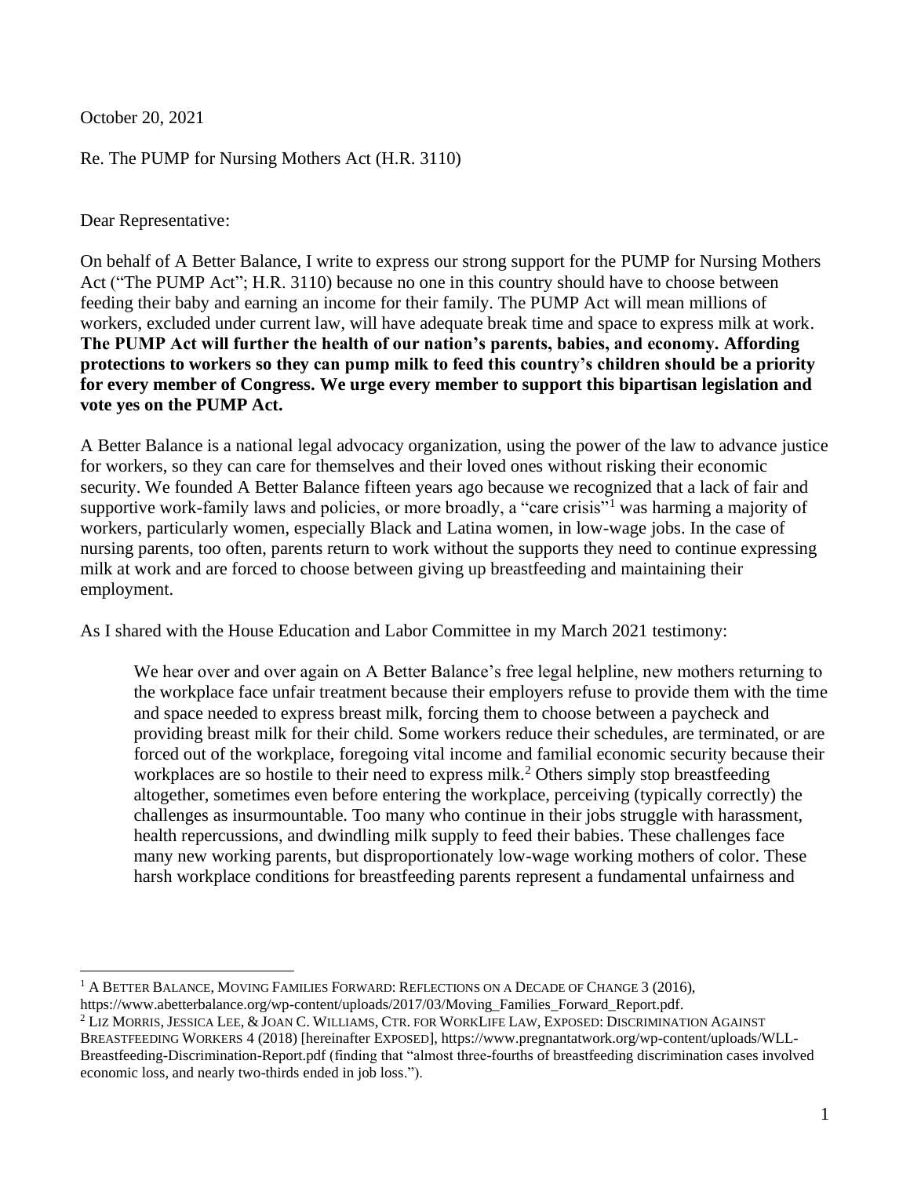October 20, 2021

Re. The PUMP for Nursing Mothers Act (H.R. 3110)

Dear Representative:

On behalf of A Better Balance, I write to express our strong support for the PUMP for Nursing Mothers Act ("The PUMP Act"; H.R. 3110) because no one in this country should have to choose between feeding their baby and earning an income for their family. The PUMP Act will mean millions of workers, excluded under current law, will have adequate break time and space to express milk at work. **The PUMP Act will further the health of our nation's parents, babies, and economy. Affording protections to workers so they can pump milk to feed this country's children should be a priority for every member of Congress. We urge every member to support this bipartisan legislation and vote yes on the PUMP Act.**

A Better Balance is a national legal advocacy organization, using the power of the law to advance justice for workers, so they can care for themselves and their loved ones without risking their economic security. We founded A Better Balance fifteen years ago because we recognized that a lack of fair and supportive work-family laws and policies, or more broadly, a "care crisis"[1] was harming a majority of workers, particularly women, especially Black and Latina women, in low-wage jobs. In the case of nursing parents, too often, parents return to work without the supports they need to continue expressing milk at work and are forced to choose between giving up breastfeeding and maintaining their employment.

As I shared with the House Education and Labor Committee in my March 2021 testimony:

> We hear over and over again on A Better Balance's free legal helpline, new mothers returning to the workplace face unfair treatment because their employers refuse to provide them with the time and space needed to express breast milk, forcing them to choose between a paycheck and providing breast milk for their child. Some workers reduce their schedules, are terminated, or are forced out of the workplace, foregoing vital income and familial economic security because their workplaces are so hostile to their need to express milk.[2] Others simply stop breastfeeding altogether, sometimes even before entering the workplace, perceiving (typically correctly) the challenges as insurmountable. Too many who continue in their jobs struggle with harassment, health repercussions, and dwindling milk supply to feed their babies. These challenges face many new working parents, but disproportionately low-wage working mothers of color. These harsh workplace conditions for breastfeeding parents represent a fundamental unfairness and

---

[1] A Better Balance, Moving Families Forward: Reflections on a Decade of Change 3 (2016), https://www.abetterbalance.org/wp-content/uploads/2017/03/Moving_Families_Forward_Report.pdf.

[2] Liz Morris, Jessica Lee, & Joan C. Williams, Ctr. for WorkLife Law, Exposed: Discrimination Against Breastfeeding Workers 4 (2018) [hereinafter Exposed], https://www.pregnantatwork.org/wp-content/uploads/WLL-Breastfeeding-Discrimination-Report.pdf (finding that "almost three-fourths of breastfeeding discrimination cases involved economic loss, and nearly two-thirds ended in job loss.").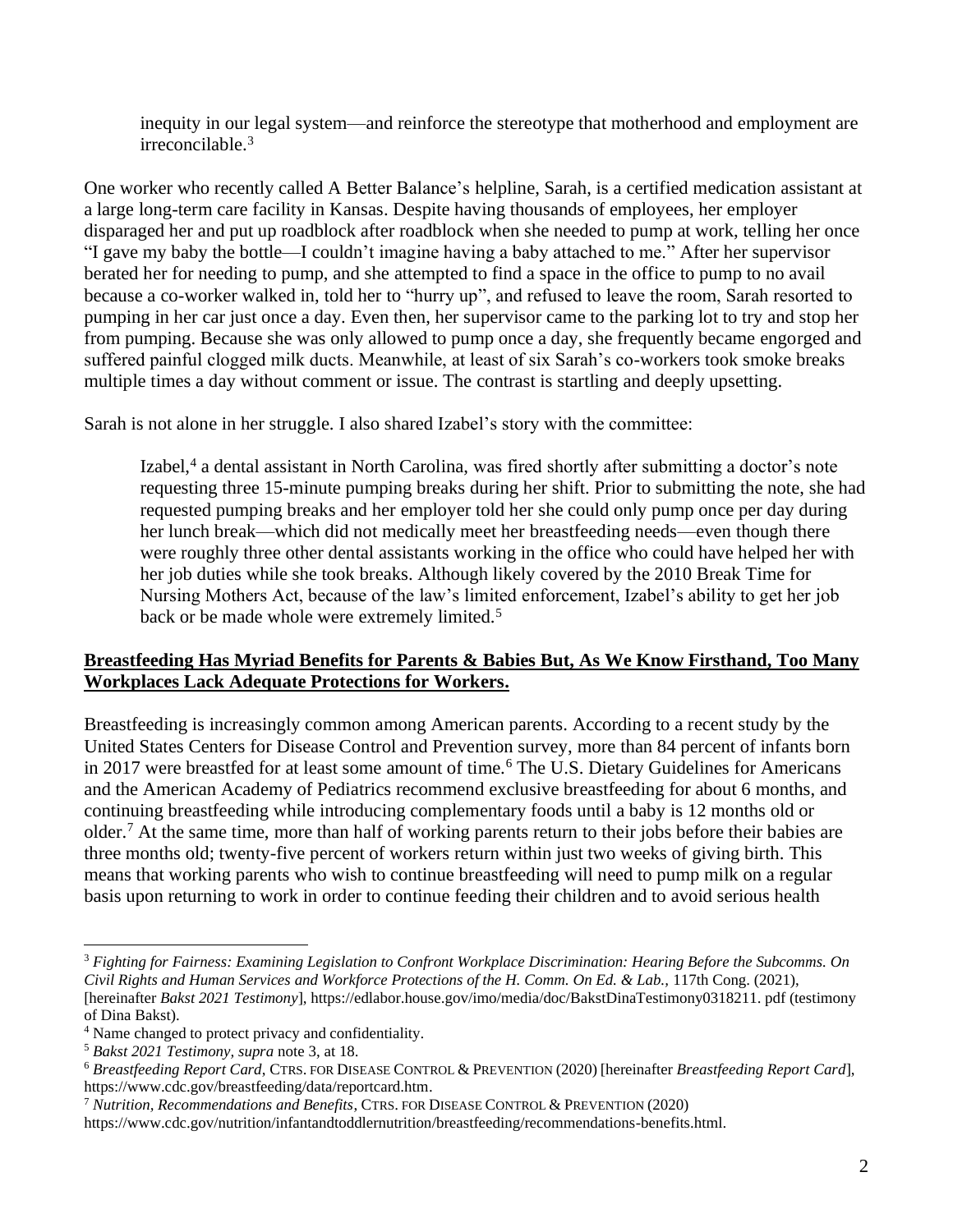> inequity in our legal system—and reinforce the stereotype that motherhood and employment are irreconcilable.[3]

One worker who recently called A Better Balance's helpline, Sarah, is a certified medication assistant at a large long-term care facility in Kansas. Despite having thousands of employees, her employer disparaged her and put up roadblock after roadblock when she needed to pump at work, telling her once "I gave my baby the bottle—I couldn't imagine having a baby attached to me." After her supervisor berated her for needing to pump, and she attempted to find a space in the office to pump to no avail because a co-worker walked in, told her to "hurry up", and refused to leave the room, Sarah resorted to pumping in her car just once a day. Even then, her supervisor came to the parking lot to try and stop her from pumping. Because she was only allowed to pump once a day, she frequently became engorged and suffered painful clogged milk ducts. Meanwhile, at least of six Sarah's co-workers took smoke breaks multiple times a day without comment or issue. The contrast is startling and deeply upsetting.

Sarah is not alone in her struggle. I also shared Izabel's story with the committee:

> Izabel,[4] a dental assistant in North Carolina, was fired shortly after submitting a doctor's note requesting three 15-minute pumping breaks during her shift. Prior to submitting the note, she had requested pumping breaks and her employer told her she could only pump once per day during her lunch break—which did not medically meet her breastfeeding needs—even though there were roughly three other dental assistants working in the office who could have helped her with her job duties while she took breaks. Although likely covered by the 2010 Break Time for Nursing Mothers Act, because of the law's limited enforcement, Izabel's ability to get her job back or be made whole were extremely limited.[5]

## Breastfeeding Has Myriad Benefits for Parents & Babies But, As We Know Firsthand, Too Many Workplaces Lack Adequate Protections for Workers.

Breastfeeding is increasingly common among American parents. According to a recent study by the United States Centers for Disease Control and Prevention survey, more than 84 percent of infants born in 2017 were breastfed for at least some amount of time.[6] The U.S. Dietary Guidelines for Americans and the American Academy of Pediatrics recommend exclusive breastfeeding for about 6 months, and continuing breastfeeding while introducing complementary foods until a baby is 12 months old or older.[7] At the same time, more than half of working parents return to their jobs before their babies are three months old; twenty-five percent of workers return within just two weeks of giving birth. This means that working parents who wish to continue breastfeeding will need to pump milk on a regular basis upon returning to work in order to continue feeding their children and to avoid serious health

---

[3] *Fighting for Fairness: Examining Legislation to Confront Workplace Discrimination: Hearing Before the Subcomms. On Civil Rights and Human Services and Workforce Protections of the H. Comm. On Ed. & Lab.*, 117th Cong. (2021), [hereinafter *Bakst 2021 Testimony*], https://edlabor.house.gov/imo/media/doc/BakstDinaTestimony0318211. pdf (testimony of Dina Bakst).

[4] Name changed to protect privacy and confidentiality.

[5] *Bakst 2021 Testimony*, *supra* note 3, at 18.

[6] *Breastfeeding Report Card*, CTRS. FOR DISEASE CONTROL & PREVENTION (2020) [hereinafter *Breastfeeding Report Card*], https://www.cdc.gov/breastfeeding/data/reportcard.htm.

[7] *Nutrition, Recommendations and Benefits*, CTRS. FOR DISEASE CONTROL & PREVENTION (2020) https://www.cdc.gov/nutrition/infantandtoddlernutrition/breastfeeding/recommendations-benefits.html.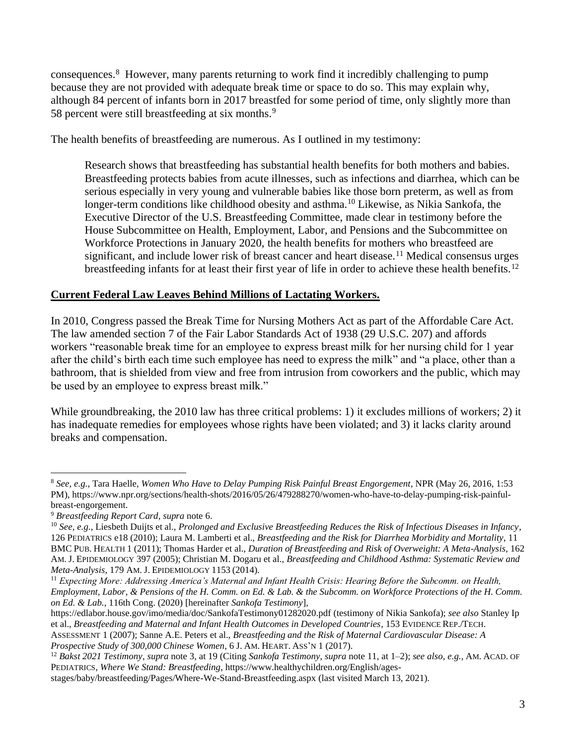consequences.[8] However, many parents returning to work find it incredibly challenging to pump because they are not provided with adequate break time or space to do so. This may explain why, although 84 percent of infants born in 2017 breastfed for some period of time, only slightly more than 58 percent were still breastfeeding at six months.[9]

The health benefits of breastfeeding are numerous. As I outlined in my testimony:

> Research shows that breastfeeding has substantial health benefits for both mothers and babies. Breastfeeding protects babies from acute illnesses, such as infections and diarrhea, which can be serious especially in very young and vulnerable babies like those born preterm, as well as from longer-term conditions like childhood obesity and asthma.[10] Likewise, as Nikia Sankofa, the Executive Director of the U.S. Breastfeeding Committee, made clear in testimony before the House Subcommittee on Health, Employment, Labor, and Pensions and the Subcommittee on Workforce Protections in January 2020, the health benefits for mothers who breastfeed are significant, and include lower risk of breast cancer and heart disease.[11] Medical consensus urges breastfeeding infants for at least their first year of life in order to achieve these health benefits.[12]

**<u>Current Federal Law Leaves Behind Millions of Lactating Workers.</u>**

In 2010, Congress passed the Break Time for Nursing Mothers Act as part of the Affordable Care Act. The law amended section 7 of the Fair Labor Standards Act of 1938 (29 U.S.C. 207) and affords workers "reasonable break time for an employee to express breast milk for her nursing child for 1 year after the child's birth each time such employee has need to express the milk" and "a place, other than a bathroom, that is shielded from view and free from intrusion from coworkers and the public, which may be used by an employee to express breast milk."

While groundbreaking, the 2010 law has three critical problems: 1) it excludes millions of workers; 2) it has inadequate remedies for employees whose rights have been violated; and 3) it lacks clarity around breaks and compensation.

---

[8] *See, e.g.*, Tara Haelle, *Women Who Have to Delay Pumping Risk Painful Breast Engorgement*, NPR (May 26, 2016, 1:53 PM), https://www.npr.org/sections/health-shots/2016/05/26/479288270/women-who-have-to-delay-pumping-risk-painful-breast-engorgement.

[9] *Breastfeeding Report Card*, *supra* note 6.

[10] *See, e.g.*, Liesbeth Duijts et al., *Prolonged and Exclusive Breastfeeding Reduces the Risk of Infectious Diseases in Infancy*, 126 PEDIATRICS e18 (2010); Laura M. Lamberti et al., *Breastfeeding and the Risk for Diarrhea Morbidity and Mortality*, 11 BMC PUB. HEALTH 1 (2011); Thomas Harder et al., *Duration of Breastfeeding and Risk of Overweight: A Meta-Analysis*, 162 AM. J. EPIDEMIOLOGY 397 (2005); Christian M. Dogaru et al., *Breastfeeding and Childhood Asthma: Systematic Review and Meta-Analysis*, 179 AM. J. EPIDEMIOLOGY 1153 (2014).

[11] *Expecting More: Addressing America's Maternal and Infant Health Crisis: Hearing Before the Subcomm. on Health, Employment, Labor, & Pensions of the H. Comm. on Ed. & Lab. & the Subcomm. on Workforce Protections of the H. Comm. on Ed. & Lab.*, 116th Cong. (2020) [hereinafter *Sankofa Testimony*], https://edlabor.house.gov/imo/media/doc/SankofaTestimony01282020.pdf (testimony of Nikia Sankofa); *see also* Stanley Ip et al., *Breastfeeding and Maternal and Infant Health Outcomes in Developed Countries*, 153 EVIDENCE REP./TECH. ASSESSMENT 1 (2007); Sanne A.E. Peters et al., *Breastfeeding and the Risk of Maternal Cardiovascular Disease: A Prospective Study of 300,000 Chinese Women*, 6 J. AM. HEART. ASS'N 1 (2017).

[12] *Bakst 2021 Testimony*, *supra* note 3, at 19 (Citing *Sankofa Testimony*, *supra* note 11, at 1–2); *see also, e.g.*, AM. ACAD. OF PEDIATRICS, *Where We Stand: Breastfeeding*, https://www.healthychildren.org/English/ages-stages/baby/breastfeeding/Pages/Where-We-Stand-Breastfeeding.aspx (last visited March 13, 2021).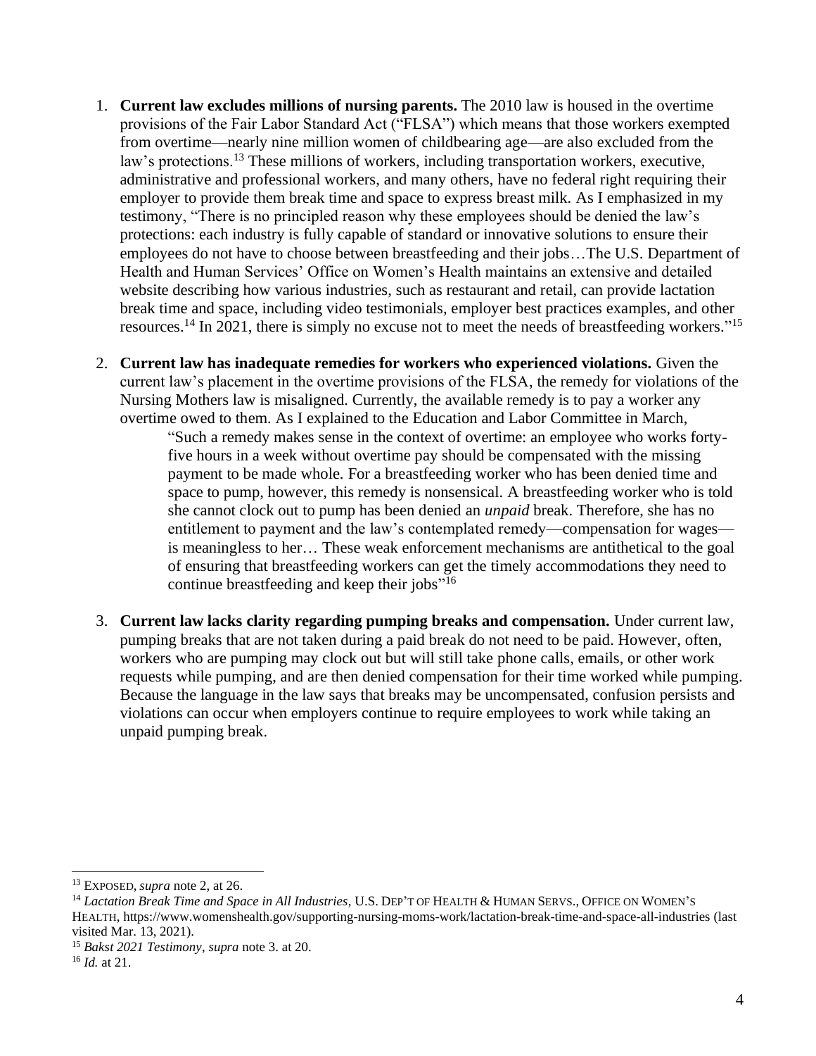1. **Current law excludes millions of nursing parents.** The 2010 law is housed in the overtime provisions of the Fair Labor Standard Act ("FLSA") which means that those workers exempted from overtime—nearly nine million women of childbearing age—are also excluded from the law's protections.[13] These millions of workers, including transportation workers, executive, administrative and professional workers, and many others, have no federal right requiring their employer to provide them break time and space to express breast milk. As I emphasized in my testimony, "There is no principled reason why these employees should be denied the law's protections: each industry is fully capable of standard or innovative solutions to ensure their employees do not have to choose between breastfeeding and their jobs…The U.S. Department of Health and Human Services' Office on Women's Health maintains an extensive and detailed website describing how various industries, such as restaurant and retail, can provide lactation break time and space, including video testimonials, employer best practices examples, and other resources.[14] In 2021, there is simply no excuse not to meet the needs of breastfeeding workers."[15]

2. **Current law has inadequate remedies for workers who experienced violations.** Given the current law's placement in the overtime provisions of the FLSA, the remedy for violations of the Nursing Mothers law is misaligned. Currently, the available remedy is to pay a worker any overtime owed to them. As I explained to the Education and Labor Committee in March,

   > "Such a remedy makes sense in the context of overtime: an employee who works forty-five hours in a week without overtime pay should be compensated with the missing payment to be made whole. For a breastfeeding worker who has been denied time and space to pump, however, this remedy is nonsensical. A breastfeeding worker who is told she cannot clock out to pump has been denied an *unpaid* break. Therefore, she has no entitlement to payment and the law's contemplated remedy—compensation for wages—is meaningless to her… These weak enforcement mechanisms are antithetical to the goal of ensuring that breastfeeding workers can get the timely accommodations they need to continue breastfeeding and keep their jobs"[16]

3. **Current law lacks clarity regarding pumping breaks and compensation.** Under current law, pumping breaks that are not taken during a paid break do not need to be paid. However, often, workers who are pumping may clock out but will still take phone calls, emails, or other work requests while pumping, and are then denied compensation for their time worked while pumping. Because the language in the law says that breaks may be uncompensated, confusion persists and violations can occur when employers continue to require employees to work while taking an unpaid pumping break.

---

[13] EXPOSED, *supra* note 2, at 26.

[14] *Lactation Break Time and Space in All Industries*, U.S. DEP'T OF HEALTH & HUMAN SERVS., OFFICE ON WOMEN'S HEALTH, https://www.womenshealth.gov/supporting-nursing-moms-work/lactation-break-time-and-space-all-industries (last visited Mar. 13, 2021).

[15] *Bakst 2021 Testimony*, *supra* note 3. at 20.

[16] *Id.* at 21.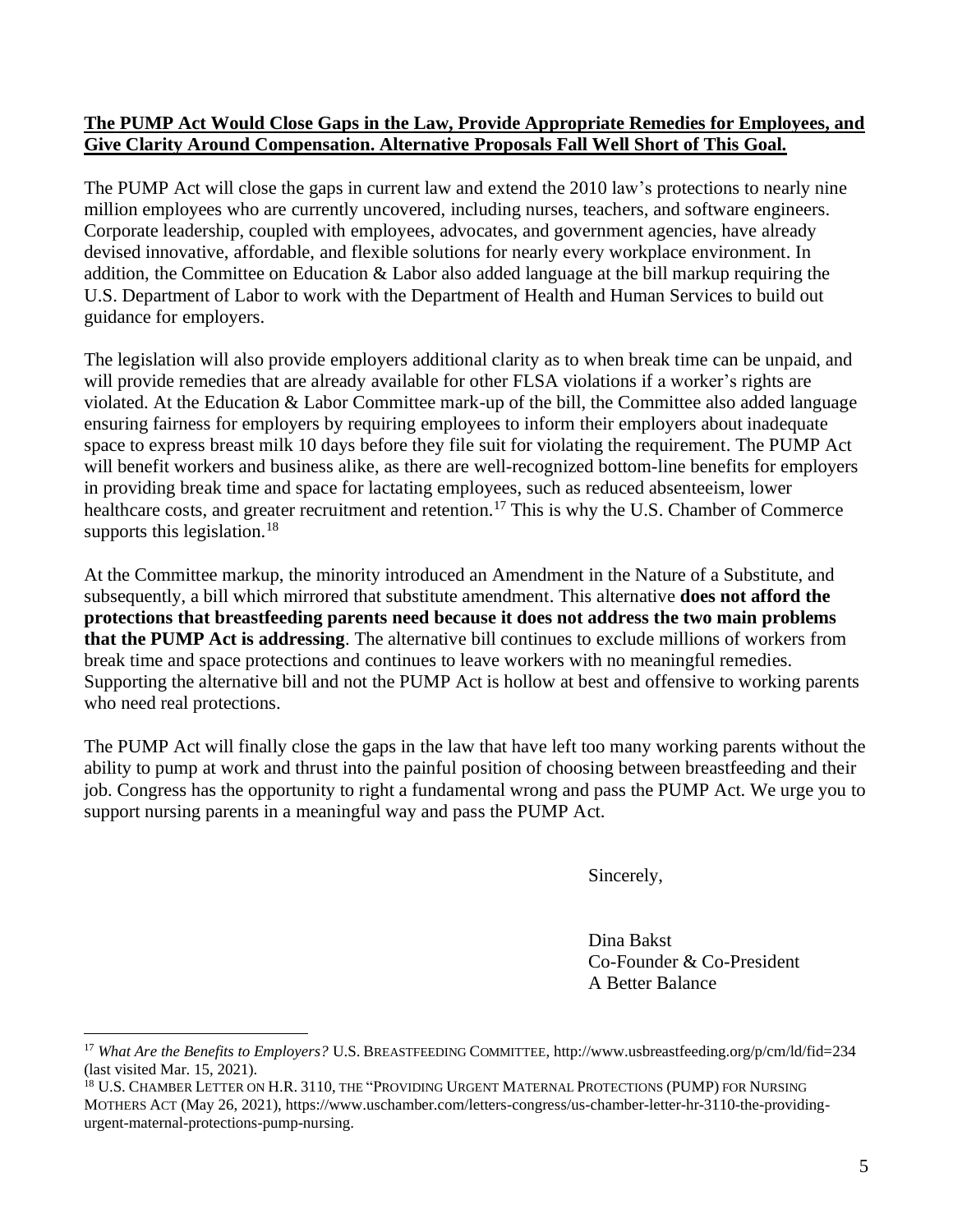**The PUMP Act Would Close Gaps in the Law, Provide Appropriate Remedies for Employees, and Give Clarity Around Compensation. Alternative Proposals Fall Well Short of This Goal.**

The PUMP Act will close the gaps in current law and extend the 2010 law's protections to nearly nine million employees who are currently uncovered, including nurses, teachers, and software engineers. Corporate leadership, coupled with employees, advocates, and government agencies, have already devised innovative, affordable, and flexible solutions for nearly every workplace environment. In addition, the Committee on Education & Labor also added language at the bill markup requiring the U.S. Department of Labor to work with the Department of Health and Human Services to build out guidance for employers.

The legislation will also provide employers additional clarity as to when break time can be unpaid, and will provide remedies that are already available for other FLSA violations if a worker's rights are violated. At the Education & Labor Committee mark-up of the bill, the Committee also added language ensuring fairness for employers by requiring employees to inform their employers about inadequate space to express breast milk 10 days before they file suit for violating the requirement. The PUMP Act will benefit workers and business alike, as there are well-recognized bottom-line benefits for employers in providing break time and space for lactating employees, such as reduced absenteeism, lower healthcare costs, and greater recruitment and retention.[17] This is why the U.S. Chamber of Commerce supports this legislation.[18]

At the Committee markup, the minority introduced an Amendment in the Nature of a Substitute, and subsequently, a bill which mirrored that substitute amendment. This alternative **does not afford the protections that breastfeeding parents need because it does not address the two main problems that the PUMP Act is addressing**. The alternative bill continues to exclude millions of workers from break time and space protections and continues to leave workers with no meaningful remedies. Supporting the alternative bill and not the PUMP Act is hollow at best and offensive to working parents who need real protections.

The PUMP Act will finally close the gaps in the law that have left too many working parents without the ability to pump at work and thrust into the painful position of choosing between breastfeeding and their job. Congress has the opportunity to right a fundamental wrong and pass the PUMP Act. We urge you to support nursing parents in a meaningful way and pass the PUMP Act.

Sincerely,

Dina Bakst
Co-Founder & Co-President
A Better Balance

---

[17] *What Are the Benefits to Employers?* U.S. BREASTFEEDING COMMITTEE, http://www.usbreastfeeding.org/p/cm/ld/fid=234 (last visited Mar. 15, 2021).

[18] U.S. CHAMBER LETTER ON H.R. 3110, THE "PROVIDING URGENT MATERNAL PROTECTIONS (PUMP) FOR NURSING MOTHERS ACT (May 26, 2021), https://www.uschamber.com/letters-congress/us-chamber-letter-hr-3110-the-providing-urgent-maternal-protections-pump-nursing.